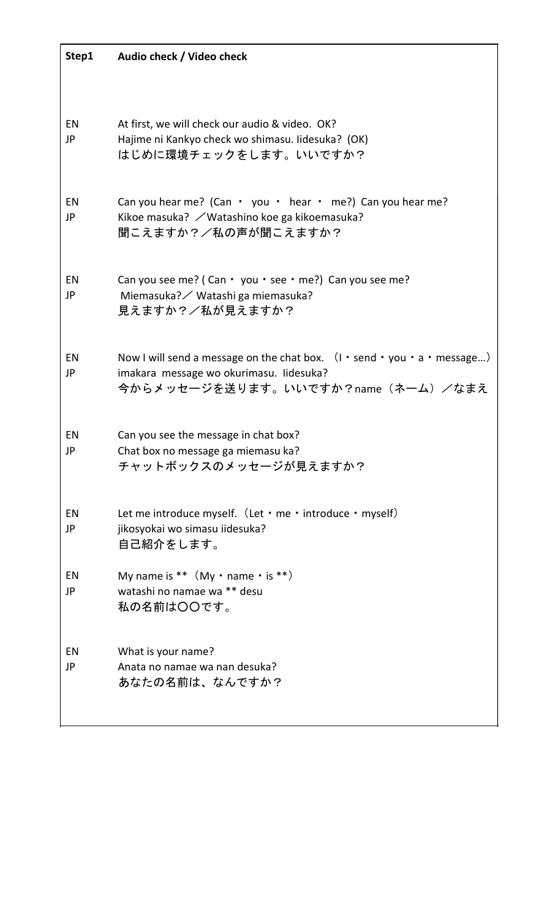**Step1 Audio check / Video check**

| | |
|---|---|
| EN | At first, we will check our audio & video. OK? |
| JP | Hajime ni Kankyo check wo shimasu. Iidesuka? (OK)<br>はじめに環境チェックをします。いいですか？ |
| EN | Can you hear me? (Can ・ you ・ hear ・ me?) Can you hear me? |
| JP | Kikoe masuka? ／Watashino koe ga kikoemasuka?<br>聞こえますか？／私の声が聞こえますか？ |
| EN | Can you see me? ( Can・ you・see・me?) Can you see me? |
| JP | Miemasuka?／ Watashi ga miemasuka?<br>見えますか？／私が見えますか？ |
| EN | Now I will send a message on the chat box. （I・send・you・a・message…） |
| JP | imakara message wo okurimasu. Iidesuka?<br>今からメッセージを送ります。いいですか？name（ネーム）／なまえ |
| EN | Can you see the message in chat box? |
| JP | Chat box no message ga miemasu ka?<br>チャットボックスのメッセージが見えますか？ |
| EN | Let me introduce myself.（Let・me・introduce・myself） |
| JP | jikosyokai wo simasu iidesuka?<br>自己紹介をします。 |
| EN | My name is **（My・name・is **） |
| JP | watashi no namae wa ** desu<br>私の名前は〇〇です。 |
| EN | What is your name? |
| JP | Anata no namae wa nan desuka?<br>あなたの名前は、なんですか？ |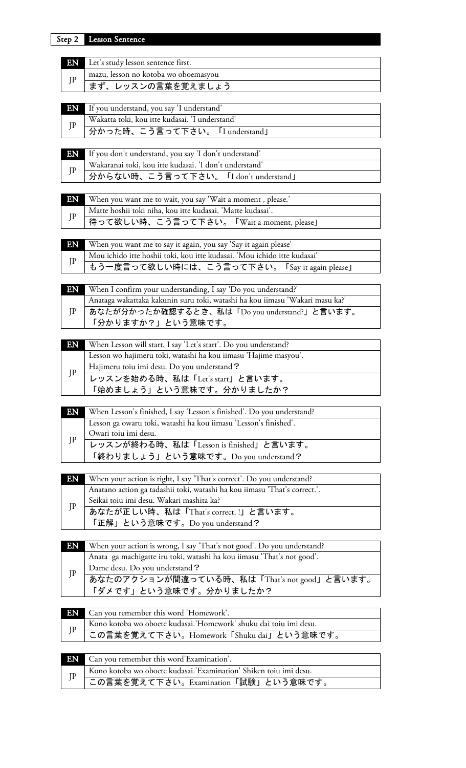## Step 2 Lesson Sentence

| | |
|---|---|
| EN | Let's study lesson sentence first. |
| JP | mazu, lesson no kotoba wo oboemasyou |
| | まず、レッスンの言葉を覚えましょう |

| | |
|---|---|
| EN | If you understand, you say 'I understand' |
| JP | Wakatta toki, kou itte kudasai. 'I understand' |
| | 分かった時、こう言って下さい。「I understand」 |

| | |
|---|---|
| EN | If you don't understand, you say 'I don't understand' |
| JP | Wakaranai toki, kou itte kudasai. 'I don't understand' |
| | 分からない時、こう言って下さい。「I don't understand」 |

| | |
|---|---|
| EN | When you want me to wait, you say 'Wait a moment , please.' |
| JP | Matte hoshii toki niha, kou itte kudasai. 'Matte kudasai'. |
| | 待って欲しい時、こう言って下さい。「Wait a moment, please」 |

| | |
|---|---|
| EN | When you want me to say it again, you say 'Say it again please' |
| JP | Mou ichido itte hoshii toki, kou itte kudasai. 'Mou ichido itte kudasai' |
| | もう一度言って欲しい時には、こう言って下さい。「Say it again please」 |

| | |
|---|---|
| EN | When I confirm your understanding, I say 'Do you understand?' |
| JP | Anataga wakattaka kakunin suru toki, watashi ha kou iimasu 'Wakari masu ka?' |
| | あなたが分かったか確認するとき、私は「Do you understand?」と言います。「分かりますか？」という意味です。 |

| | |
|---|---|
| EN | When Lesson will start, I say 'Let's start'. Do you understand? |
| JP | Lesson wo hajimeru toki, watashi ha kou iimasu 'Hajime masyou'. Hajimeru toiu imi desu. Do you understand？ |
| | レッスンを始める時、私は「Let's start」と言います。「始めましょう」という意味です。分かりましたか？ |

| | |
|---|---|
| EN | When Lesson's finished, I say 'Lesson's finished'. Do you understand? |
| JP | Lesson ga owaru toki, watashi ha kou iimasu 'Lesson's finished'. Owari toiu imi desu. |
| | レッスンが終わる時、私は「Lesson is finished」と言います。「終わりましょう」という意味です。Do you understand？ |

| | |
|---|---|
| EN | When your action is right, I say 'That's correct'. Do you understand? |
| JP | Anatano action ga tadashii toki, watashi ha kou iimasu 'That's correct.'. Seikai toiu imi desu. Wakari mashita ka? |
| | あなたが正しい時、私は「That's correct. !」と言います。「正解」という意味です。Do you understand？ |

| | |
|---|---|
| EN | When your action is wrong, I say 'That's not good'. Do you understand? |
| JP | Anata ga machigatte iru toki, watashi ha kou iimasu 'That's not good'. Dame desu. Do you understand？ |
| | あなたのアクションが間違っている時、私は「That's not good」と言います。「ダメです」という意味です。分かりましたか？ |

| | |
|---|---|
| EN | Can you remember this word 'Homework'. |
| JP | Kono kotoba wo oboete kudasai.'Homework' shuku dai toiu imi desu. |
| | この言葉を覚えて下さい。Homework「Shuku dai」という意味です。 |

| | |
|---|---|
| EN | Can you remember this word'Examination'. |
| JP | Kono kotoba wo oboete kudasai.'Examination' Shiken toiu imi desu. |
| | この言葉を覚えて下さい。Examination「試験」という意味です。 |